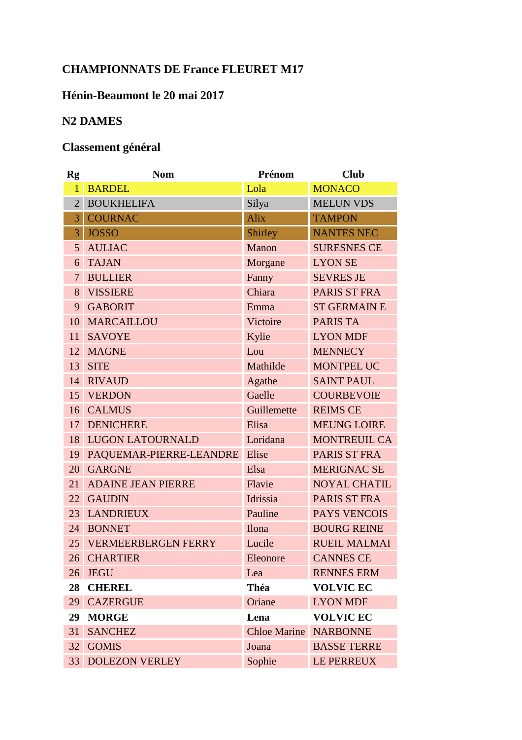**CHAMPIONNATS DE France FLEURET M17**

**Hénin-Beaumont le 20 mai 2017**

**N2 DAMES**

**Classement général**

| Rg | Nom | Prénom | Club |
|---|---|---|---|
| 1 | BARDEL | Lola | MONACO |
| 2 | BOUKHELIFA | Silya | MELUN VDS |
| 3 | COURNAC | Alix | TAMPON |
| 3 | JOSSO | Shirley | NANTES NEC |
| 5 | AULIAC | Manon | SURESNES CE |
| 6 | TAJAN | Morgane | LYON SE |
| 7 | BULLIER | Fanny | SEVRES JE |
| 8 | VISSIERE | Chiara | PARIS ST FRA |
| 9 | GABORIT | Emma | ST GERMAIN E |
| 10 | MARCAILLOU | Victoire | PARIS TA |
| 11 | SAVOYE | Kylie | LYON MDF |
| 12 | MAGNE | Lou | MENNECY |
| 13 | SITE | Mathilde | MONTPEL UC |
| 14 | RIVAUD | Agathe | SAINT PAUL |
| 15 | VERDON | Gaelle | COURBEVOIE |
| 16 | CALMUS | Guillemette | REIMS CE |
| 17 | DENICHERE | Elisa | MEUNG LOIRE |
| 18 | LUGON LATOURNALD | Loridana | MONTREUIL CA |
| 19 | PAQUEMAR-PIERRE-LEANDRE | Elise | PARIS ST FRA |
| 20 | GARGNE | Elsa | MERIGNAC SE |
| 21 | ADAINE JEAN PIERRE | Flavie | NOYAL CHATIL |
| 22 | GAUDIN | Idrissia | PARIS ST FRA |
| 23 | LANDRIEUX | Pauline | PAYS VENCOIS |
| 24 | BONNET | Ilona | BOURG REINE |
| 25 | VERMEERBERGEN FERRY | Lucile | RUEIL MALMAI |
| 26 | CHARTIER | Eleonore | CANNES CE |
| 26 | JEGU | Lea | RENNES ERM |
| **28** | **CHEREL** | **Théa** | **VOLVIC EC** |
| 29 | CAZERGUE | Oriane | LYON MDF |
| **29** | **MORGE** | **Lena** | **VOLVIC EC** |
| 31 | SANCHEZ | Chloe Marine | NARBONNE |
| 32 | GOMIS | Joana | BASSE TERRE |
| 33 | DOLEZON VERLEY | Sophie | LE PERREUX |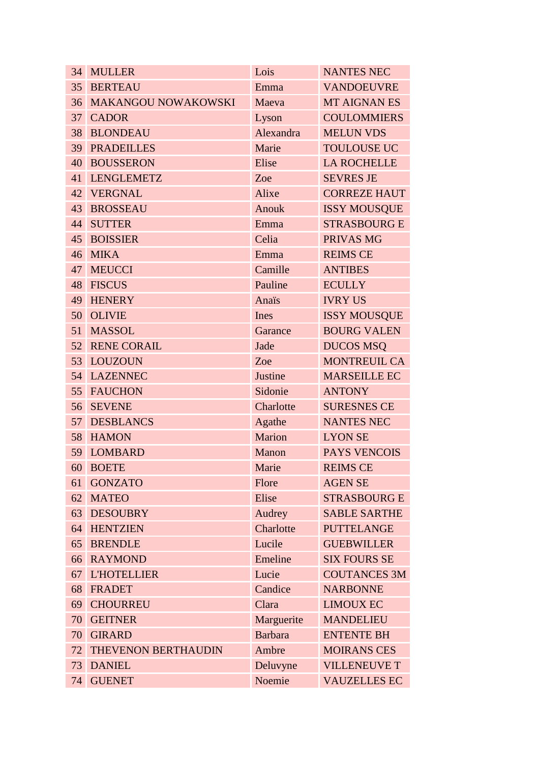| 34 | MULLER | Lois | NANTES NEC |
|---|---|---|---|
| 35 | BERTEAU | Emma | VANDOEUVRE |
| 36 | MAKANGOU NOWAKOWSKI | Maeva | MT AIGNAN ES |
| 37 | CADOR | Lyson | COULOMMIERS |
| 38 | BLONDEAU | Alexandra | MELUN VDS |
| 39 | PRADEILLES | Marie | TOULOUSE UC |
| 40 | BOUSSERON | Elise | LA ROCHELLE |
| 41 | LENGLEMETZ | Zoe | SEVRES JE |
| 42 | VERGNAL | Alixe | CORREZE HAUT |
| 43 | BROSSEAU | Anouk | ISSY MOUSQUE |
| 44 | SUTTER | Emma | STRASBOURG E |
| 45 | BOISSIER | Celia | PRIVAS MG |
| 46 | MIKA | Emma | REIMS CE |
| 47 | MEUCCI | Camille | ANTIBES |
| 48 | FISCUS | Pauline | ECULLY |
| 49 | HENERY | Anaïs | IVRY US |
| 50 | OLIVIE | Ines | ISSY MOUSQUE |
| 51 | MASSOL | Garance | BOURG VALEN |
| 52 | RENE CORAIL | Jade | DUCOS MSQ |
| 53 | LOUZOUN | Zoe | MONTREUIL CA |
| 54 | LAZENNEC | Justine | MARSEILLE EC |
| 55 | FAUCHON | Sidonie | ANTONY |
| 56 | SEVENE | Charlotte | SURESNES CE |
| 57 | DESBLANCS | Agathe | NANTES NEC |
| 58 | HAMON | Marion | LYON SE |
| 59 | LOMBARD | Manon | PAYS VENCOIS |
| 60 | BOETE | Marie | REIMS CE |
| 61 | GONZATO | Flore | AGEN SE |
| 62 | MATEO | Elise | STRASBOURG E |
| 63 | DESOUBRY | Audrey | SABLE SARTHE |
| 64 | HENTZIEN | Charlotte | PUTTELANGE |
| 65 | BRENDLE | Lucile | GUEBWILLER |
| 66 | RAYMOND | Emeline | SIX FOURS SE |
| 67 | L'HOTELLIER | Lucie | COUTANCES 3M |
| 68 | FRADET | Candice | NARBONNE |
| 69 | CHOURREU | Clara | LIMOUX EC |
| 70 | GEITNER | Marguerite | MANDELIEU |
| 70 | GIRARD | Barbara | ENTENTE BH |
| 72 | THEVENON BERTHAUDIN | Ambre | MOIRANS CES |
| 73 | DANIEL | Deluvyne | VILLENEUVE T |
| 74 | GUENET | Noemie | VAUZELLES EC |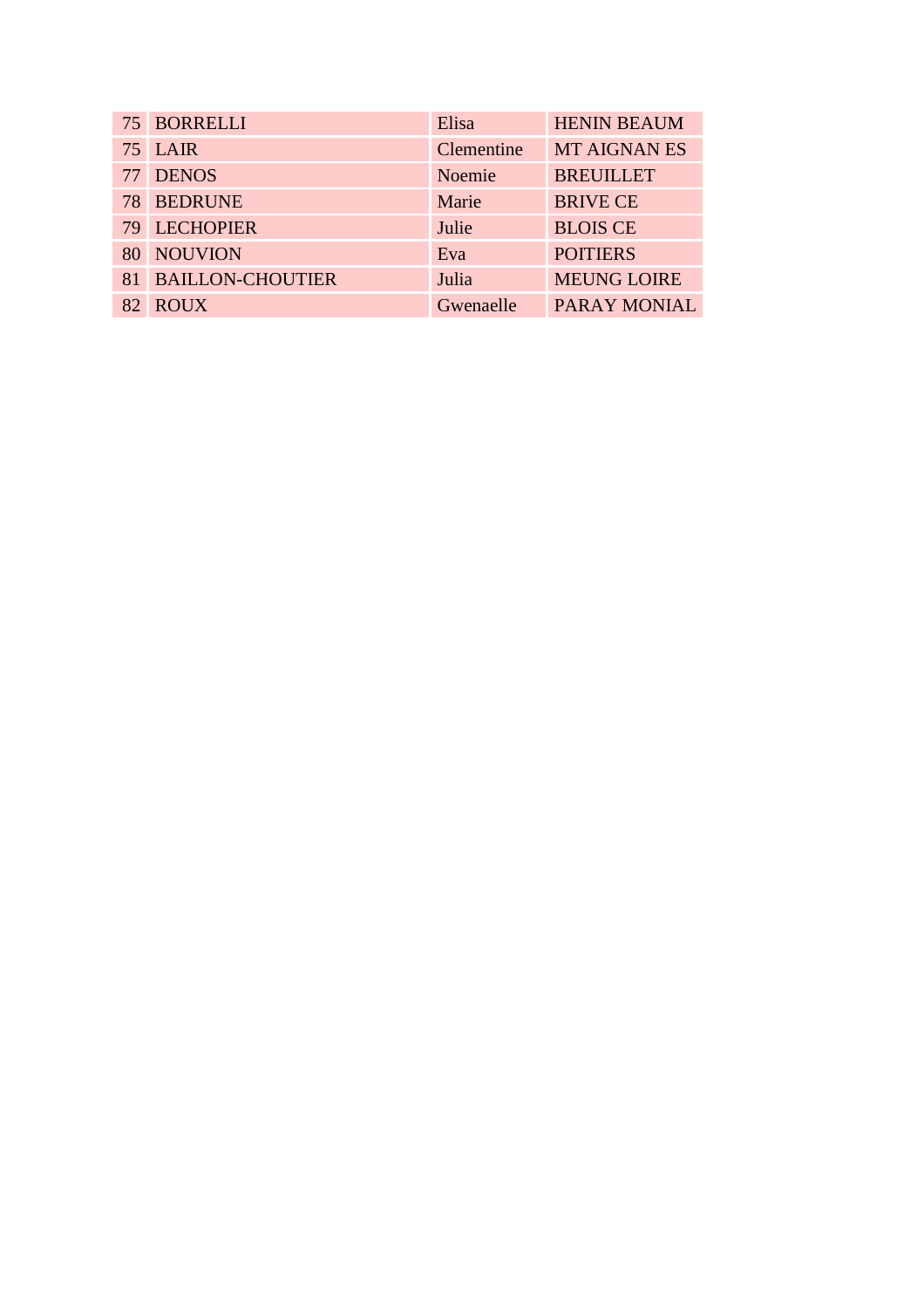| | | | |
|---|---|---|---|
| 75 | BORRELLI | Elisa | HENIN BEAUM |
| 75 | LAIR | Clementine | MT AIGNAN ES |
| 77 | DENOS | Noemie | BREUILLET |
| 78 | BEDRUNE | Marie | BRIVE CE |
| 79 | LECHOPIER | Julie | BLOIS CE |
| 80 | NOUVION | Eva | POITIERS |
| 81 | BAILLON-CHOUTIER | Julia | MEUNG LOIRE |
| 82 | ROUX | Gwenaelle | PARAY MONIAL |